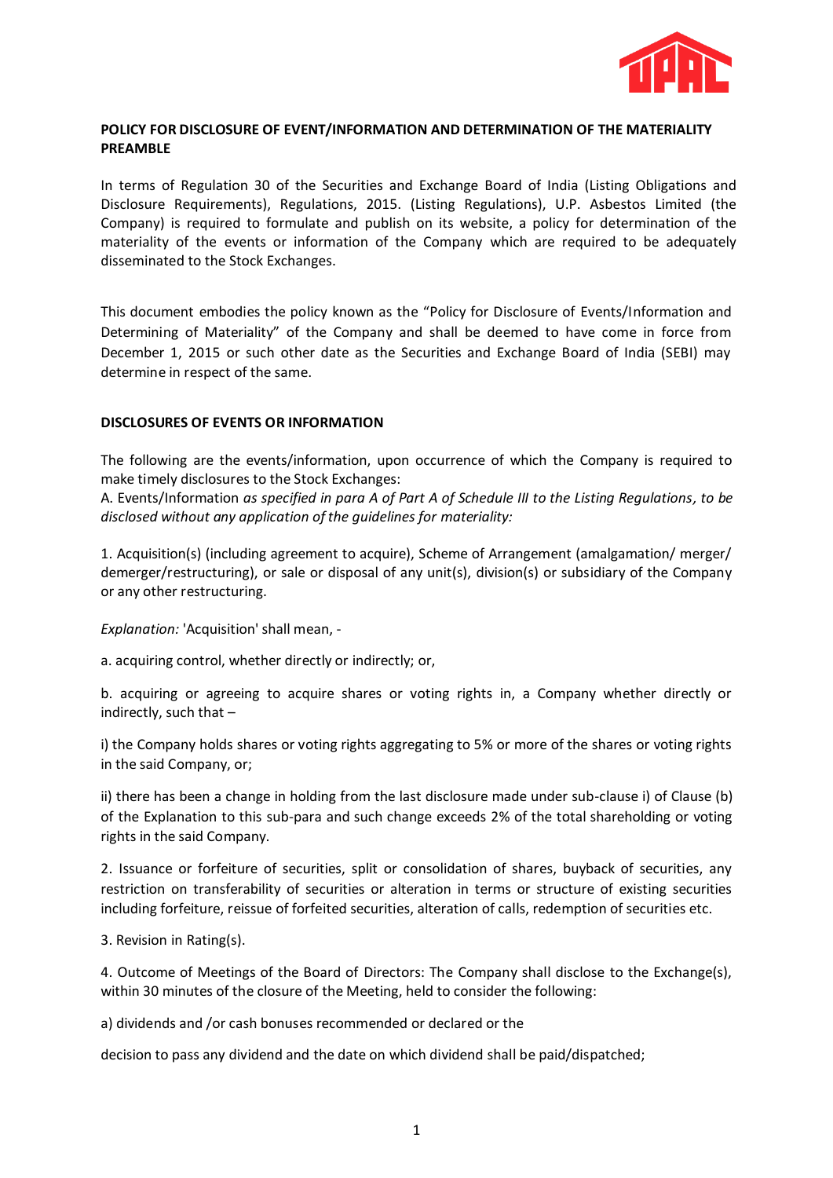**POLICY FOR DISCLOSURE OF EVENT/INFORMATION AND DETERMINATION OF THE MATERIALITY PREAMBLE**

In terms of Regulation 30 of the Securities and Exchange Board of India (Listing Obligations and Disclosure Requirements), Regulations, 2015. (Listing Regulations), U.P. Asbestos Limited (the Company) is required to formulate and publish on its website, a policy for determination of the materiality of the events or information of the Company which are required to be adequately disseminated to the Stock Exchanges.

This document embodies the policy known as the "Policy for Disclosure of Events/Information and Determining of Materiality" of the Company and shall be deemed to have come in force from December 1, 2015 or such other date as the Securities and Exchange Board of India (SEBI) may determine in respect of the same.

**DISCLOSURES OF EVENTS OR INFORMATION**

The following are the events/information, upon occurrence of which the Company is required to make timely disclosures to the Stock Exchanges:

A. Events/Information *as specified in para A of Part A of Schedule III to the Listing Regulations, to be disclosed without any application of the guidelines for materiality:*

1. Acquisition(s) (including agreement to acquire), Scheme of Arrangement (amalgamation/ merger/ demerger/restructuring), or sale or disposal of any unit(s), division(s) or subsidiary of the Company or any other restructuring.

*Explanation:* 'Acquisition' shall mean, -

a. acquiring control, whether directly or indirectly; or,

b. acquiring or agreeing to acquire shares or voting rights in, a Company whether directly or indirectly, such that –

i) the Company holds shares or voting rights aggregating to 5% or more of the shares or voting rights in the said Company, or;

ii) there has been a change in holding from the last disclosure made under sub-clause i) of Clause (b) of the Explanation to this sub-para and such change exceeds 2% of the total shareholding or voting rights in the said Company.

2. Issuance or forfeiture of securities, split or consolidation of shares, buyback of securities, any restriction on transferability of securities or alteration in terms or structure of existing securities including forfeiture, reissue of forfeited securities, alteration of calls, redemption of securities etc.

3. Revision in Rating(s).

4. Outcome of Meetings of the Board of Directors: The Company shall disclose to the Exchange(s), within 30 minutes of the closure of the Meeting, held to consider the following:

a) dividends and /or cash bonuses recommended or declared or the

decision to pass any dividend and the date on which dividend shall be paid/dispatched;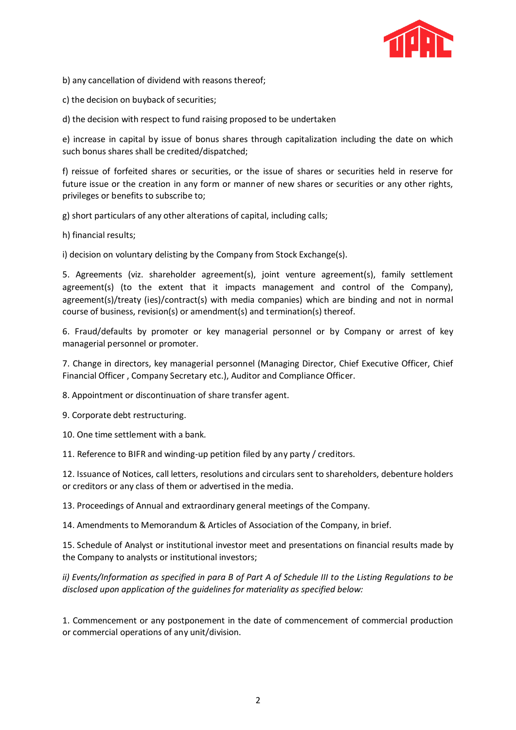b) any cancellation of dividend with reasons thereof;

c) the decision on buyback of securities;

d) the decision with respect to fund raising proposed to be undertaken

e) increase in capital by issue of bonus shares through capitalization including the date on which such bonus shares shall be credited/dispatched;

f) reissue of forfeited shares or securities, or the issue of shares or securities held in reserve for future issue or the creation in any form or manner of new shares or securities or any other rights, privileges or benefits to subscribe to;

g) short particulars of any other alterations of capital, including calls;

h) financial results;

i) decision on voluntary delisting by the Company from Stock Exchange(s).

5. Agreements (viz. shareholder agreement(s), joint venture agreement(s), family settlement agreement(s) (to the extent that it impacts management and control of the Company), agreement(s)/treaty (ies)/contract(s) with media companies) which are binding and not in normal course of business, revision(s) or amendment(s) and termination(s) thereof.

6. Fraud/defaults by promoter or key managerial personnel or by Company or arrest of key managerial personnel or promoter.

7. Change in directors, key managerial personnel (Managing Director, Chief Executive Officer, Chief Financial Officer , Company Secretary etc.), Auditor and Compliance Officer.

8. Appointment or discontinuation of share transfer agent.

9. Corporate debt restructuring.

10. One time settlement with a bank.

11. Reference to BIFR and winding-up petition filed by any party / creditors.

12. Issuance of Notices, call letters, resolutions and circulars sent to shareholders, debenture holders or creditors or any class of them or advertised in the media.

13. Proceedings of Annual and extraordinary general meetings of the Company.

14. Amendments to Memorandum & Articles of Association of the Company, in brief.

15. Schedule of Analyst or institutional investor meet and presentations on financial results made by the Company to analysts or institutional investors;

*ii) Events/Information as specified in para B of Part A of Schedule III to the Listing Regulations to be disclosed upon application of the guidelines for materiality as specified below:*

1. Commencement or any postponement in the date of commencement of commercial production or commercial operations of any unit/division.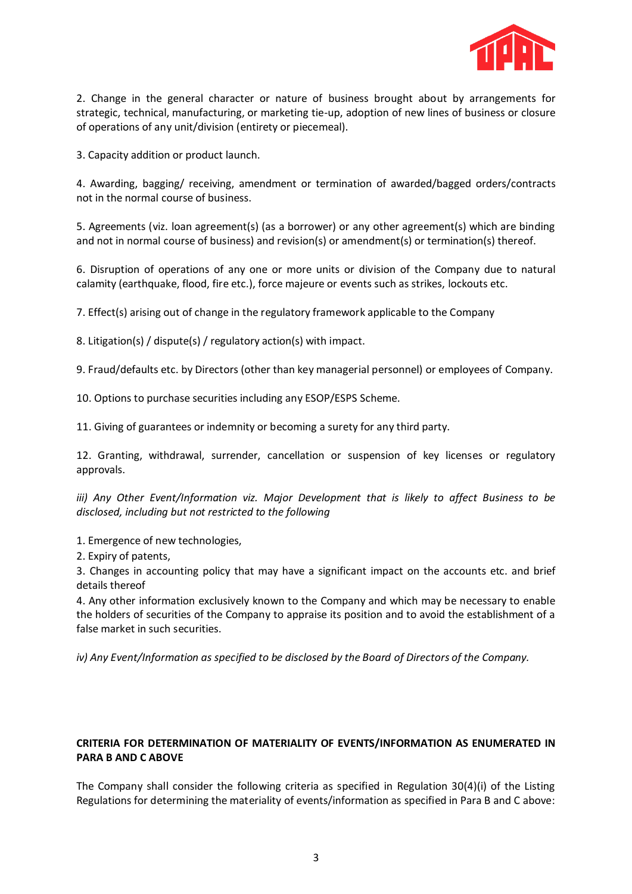2. Change in the general character or nature of business brought about by arrangements for strategic, technical, manufacturing, or marketing tie-up, adoption of new lines of business or closure of operations of any unit/division (entirety or piecemeal).

3. Capacity addition or product launch.

4. Awarding, bagging/ receiving, amendment or termination of awarded/bagged orders/contracts not in the normal course of business.

5. Agreements (viz. loan agreement(s) (as a borrower) or any other agreement(s) which are binding and not in normal course of business) and revision(s) or amendment(s) or termination(s) thereof.

6. Disruption of operations of any one or more units or division of the Company due to natural calamity (earthquake, flood, fire etc.), force majeure or events such as strikes, lockouts etc.

7. Effect(s) arising out of change in the regulatory framework applicable to the Company

8. Litigation(s) / dispute(s) / regulatory action(s) with impact.

9. Fraud/defaults etc. by Directors (other than key managerial personnel) or employees of Company.

10. Options to purchase securities including any ESOP/ESPS Scheme.

11. Giving of guarantees or indemnity or becoming a surety for any third party.

12. Granting, withdrawal, surrender, cancellation or suspension of key licenses or regulatory approvals.

*iii) Any Other Event/Information viz. Major Development that is likely to affect Business to be disclosed, including but not restricted to the following*

1. Emergence of new technologies,
2. Expiry of patents,
3. Changes in accounting policy that may have a significant impact on the accounts etc. and brief details thereof
4. Any other information exclusively known to the Company and which may be necessary to enable the holders of securities of the Company to appraise its position and to avoid the establishment of a false market in such securities.

*iv) Any Event/Information as specified to be disclosed by the Board of Directors of the Company.*

**CRITERIA FOR DETERMINATION OF MATERIALITY OF EVENTS/INFORMATION AS ENUMERATED IN PARA B AND C ABOVE**

The Company shall consider the following criteria as specified in Regulation 30(4)(i) of the Listing Regulations for determining the materiality of events/information as specified in Para B and C above: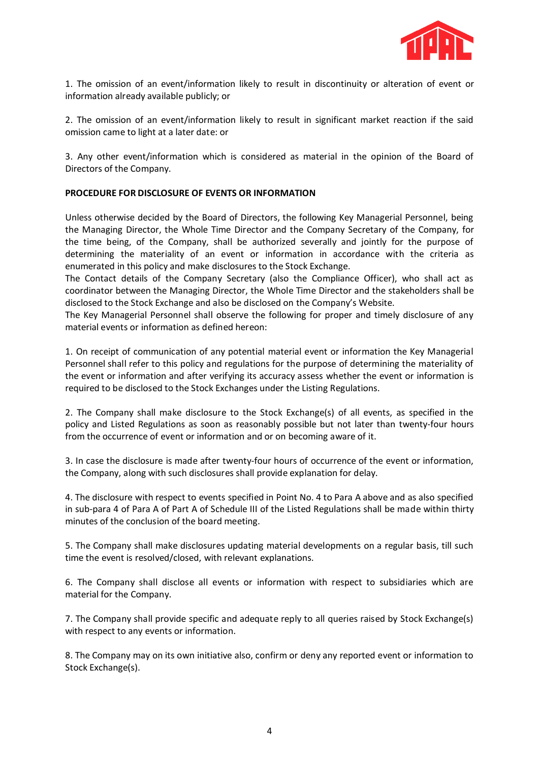1. The omission of an event/information likely to result in discontinuity or alteration of event or information already available publicly; or

2. The omission of an event/information likely to result in significant market reaction if the said omission came to light at a later date: or

3. Any other event/information which is considered as material in the opinion of the Board of Directors of the Company.

**PROCEDURE FOR DISCLOSURE OF EVENTS OR INFORMATION**

Unless otherwise decided by the Board of Directors, the following Key Managerial Personnel, being the Managing Director, the Whole Time Director and the Company Secretary of the Company, for the time being, of the Company, shall be authorized severally and jointly for the purpose of determining the materiality of an event or information in accordance with the criteria as enumerated in this policy and make disclosures to the Stock Exchange.
The Contact details of the Company Secretary (also the Compliance Officer), who shall act as coordinator between the Managing Director, the Whole Time Director and the stakeholders shall be disclosed to the Stock Exchange and also be disclosed on the Company's Website.
The Key Managerial Personnel shall observe the following for proper and timely disclosure of any material events or information as defined hereon:

1. On receipt of communication of any potential material event or information the Key Managerial Personnel shall refer to this policy and regulations for the purpose of determining the materiality of the event or information and after verifying its accuracy assess whether the event or information is required to be disclosed to the Stock Exchanges under the Listing Regulations.

2. The Company shall make disclosure to the Stock Exchange(s) of all events, as specified in the policy and Listed Regulations as soon as reasonably possible but not later than twenty-four hours from the occurrence of event or information and or on becoming aware of it.

3. In case the disclosure is made after twenty-four hours of occurrence of the event or information, the Company, along with such disclosures shall provide explanation for delay.

4. The disclosure with respect to events specified in Point No. 4 to Para A above and as also specified in sub-para 4 of Para A of Part A of Schedule III of the Listed Regulations shall be made within thirty minutes of the conclusion of the board meeting.

5. The Company shall make disclosures updating material developments on a regular basis, till such time the event is resolved/closed, with relevant explanations.

6. The Company shall disclose all events or information with respect to subsidiaries which are material for the Company.

7. The Company shall provide specific and adequate reply to all queries raised by Stock Exchange(s) with respect to any events or information.

8. The Company may on its own initiative also, confirm or deny any reported event or information to Stock Exchange(s).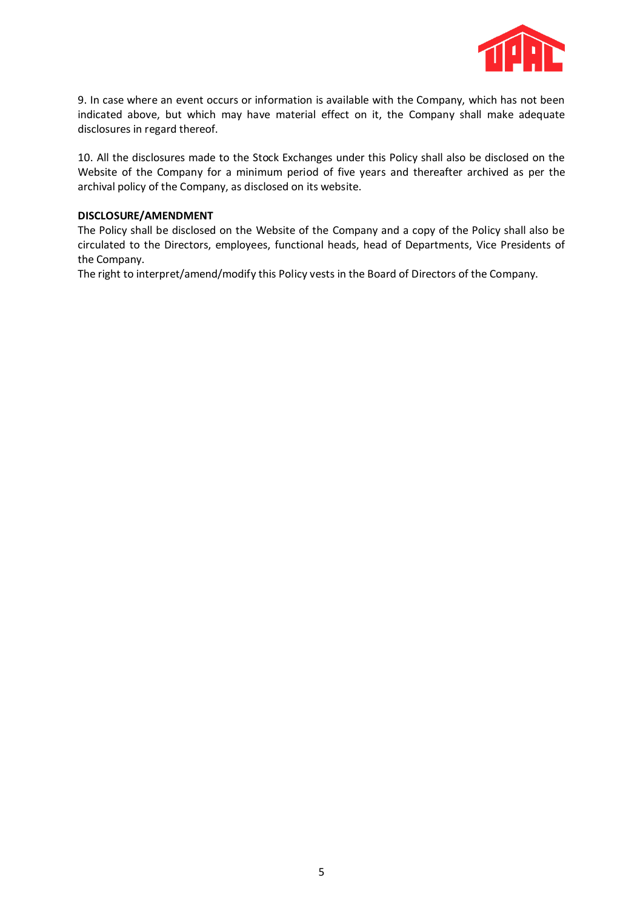9. In case where an event occurs or information is available with the Company, which has not been indicated above, but which may have material effect on it, the Company shall make adequate disclosures in regard thereof.

10. All the disclosures made to the Stock Exchanges under this Policy shall also be disclosed on the Website of the Company for a minimum period of five years and thereafter archived as per the archival policy of the Company, as disclosed on its website.

**DISCLOSURE/AMENDMENT**

The Policy shall be disclosed on the Website of the Company and a copy of the Policy shall also be circulated to the Directors, employees, functional heads, head of Departments, Vice Presidents of the Company.

The right to interpret/amend/modify this Policy vests in the Board of Directors of the Company.